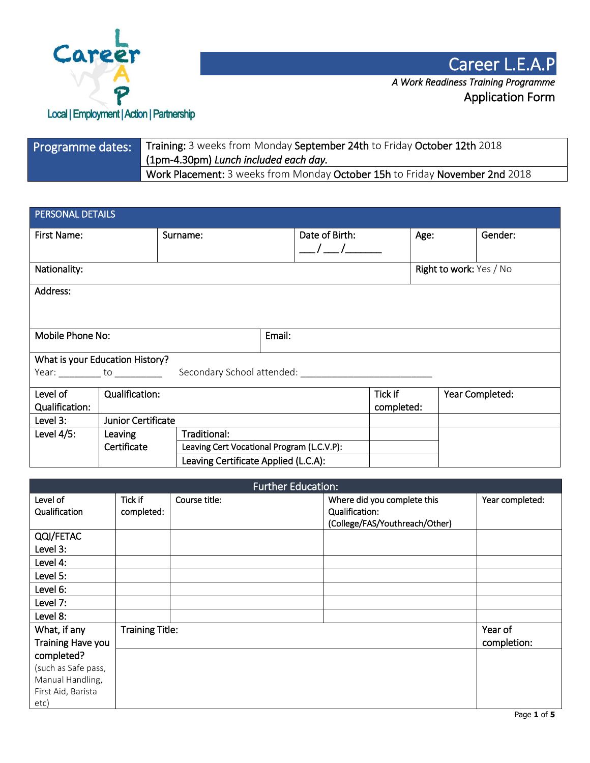Career L.E.A.P

Local | Employment | Action | Partnership

# Career L.E.A.P

*A Work Readiness Training Programme*

## Application Form

| Programme dates: | **Training:** 3 weeks from Monday **September 24th** to Friday **October 12th** 2018 (1pm-4.30pm) *Lunch included each day.* |
|---|---|
| | **Work Placement:** 3 weeks from Monday **October 15h** to Friday **November 2nd** 2018 |

| PERSONAL DETAILS | | | | |
|---|---|---|---|---|
| First Name: | Surname: | Date of Birth: \_\_\_/\_\_\_/\_\_\_\_\_\_ | Age: | Gender: |
| Nationality: | | | Right to work: Yes / No | |
| Address: | | | | |
| Mobile Phone No: | Email: | | | |
| What is your Education History? Year: \_\_\_\_\_\_\_\_ to \_\_\_\_\_\_\_\_\_ Secondary School attended: \_\_\_\_\_\_\_\_\_\_\_\_\_\_\_\_\_\_\_\_\_\_\_\_\_\_ | | | | |

| Level of Qualification: | Qualification: | | Tick if completed: | Year Completed: |
|---|---|---|---|---|
| Level 3: | Junior Certificate | | | |
| Level 4/5: | Leaving Certificate | Traditional: | | |
| | | Leaving Cert Vocational Program (L.C.V.P): | | |
| | | Leaving Certificate Applied (L.C.A): | | |

| Further Education: | | | | |
|---|---|---|---|---|
| Level of Qualification | Tick if completed: | Course title: | Where did you complete this Qualification: (College/FAS/Youthreach/Other) | Year completed: |
| QQI/FETAC Level 3: | | | | |
| Level 4: | | | | |
| Level 5: | | | | |
| Level 6: | | | | |
| Level 7: | | | | |
| Level 8: | | | | |
| What, if any Training Have you completed? (such as Safe pass, Manual Handling, First Aid, Barista etc) | Training Title: | | | Year of completion: |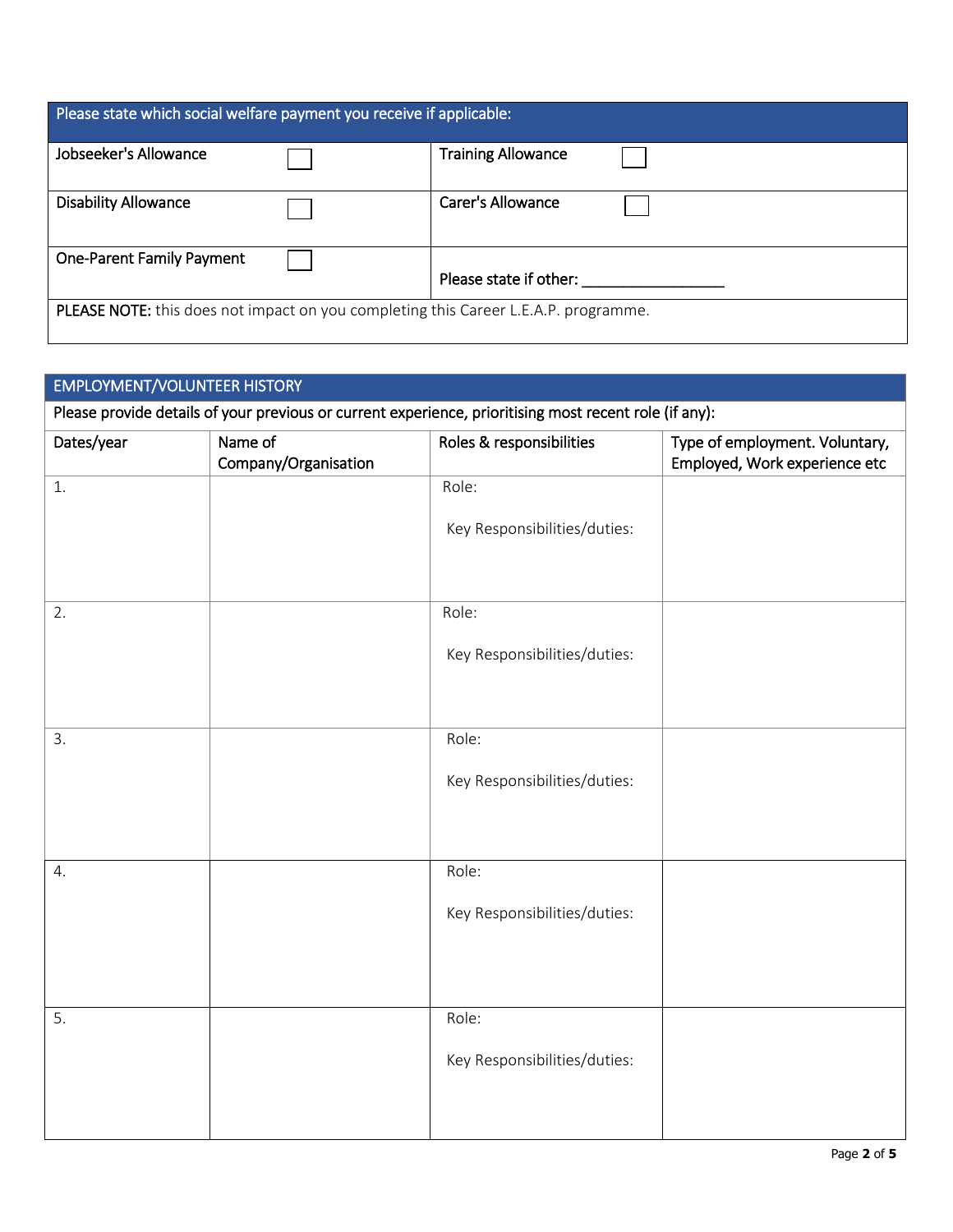| Please state which social welfare payment you receive if applicable: | | | |
|---|---|---|---|
| Jobseeker's Allowance | ☐ | Training Allowance | ☐ |
| Disability Allowance | ☐ | Carer's Allowance | ☐ |
| One-Parent Family Payment | ☐ | Please state if other: _________________ | |

**PLEASE NOTE:** this does not impact on you completing this Career L.E.A.P. programme.

## EMPLOYMENT/VOLUNTEER HISTORY

Please provide details of your previous or current experience, prioritising most recent role (if any):

| Dates/year | Name of Company/Organisation | Roles & responsibilities | Type of employment. Voluntary, Employed, Work experience etc |
|---|---|---|---|
| 1. | | Role:<br><br>Key Responsibilities/duties: | |
| 2. | | Role:<br><br>Key Responsibilities/duties: | |
| 3. | | Role:<br><br>Key Responsibilities/duties: | |
| 4. | | Role:<br><br>Key Responsibilities/duties: | |
| 5. | | Role:<br><br>Key Responsibilities/duties: | |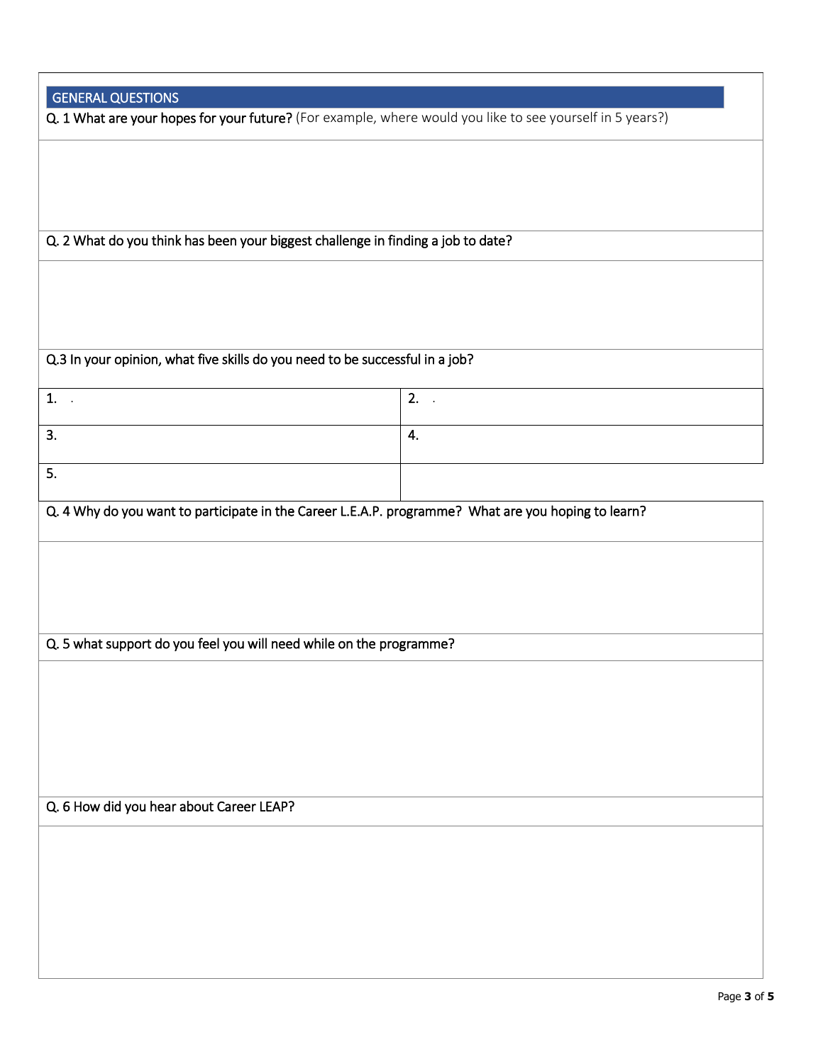## GENERAL QUESTIONS

**Q. 1 What are your hopes for your future?** (For example, where would you like to see yourself in 5 years?)

Q. 2 What do you think has been your biggest challenge in finding a job to date?

Q.3 In your opinion, what five skills do you need to be successful in a job?

| | |
|---|---|
| 1. . | 2. . |
| 3. | 4. |
| 5. | |

Q. 4 Why do you want to participate in the Career L.E.A.P. programme? What are you hoping to learn?

Q. 5 what support do you feel you will need while on the programme?

Q. 6 How did you hear about Career LEAP?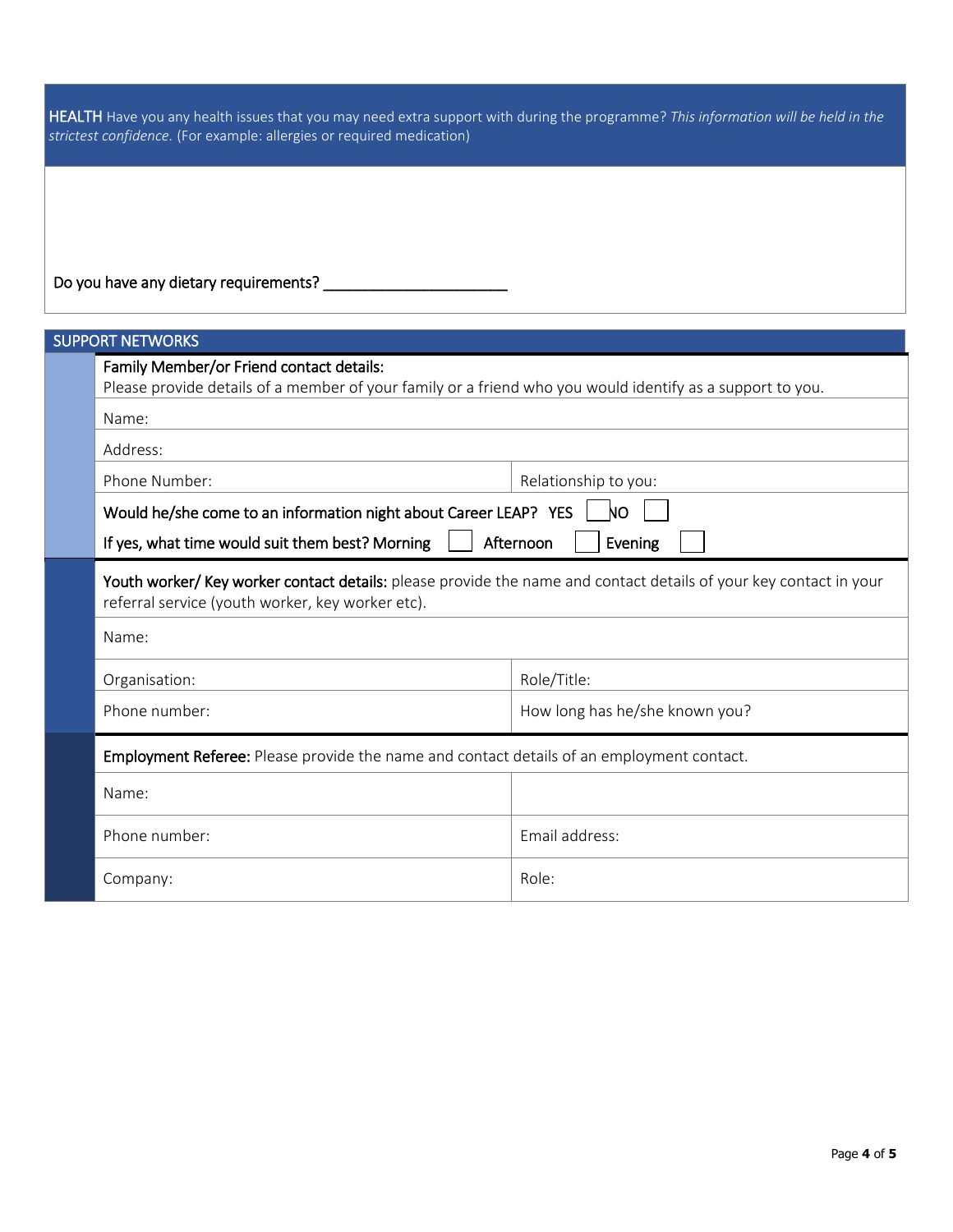**HEALTH** Have you any health issues that you may need extra support with during the programme? *This information will be held in the strictest confidence.* (For example: allergies or required medication)

Do you have any dietary requirements? ______________________

## SUPPORT NETWORKS

**Family Member/or Friend contact details:**
Please provide details of a member of your family or a friend who you would identify as a support to you.

| | |
|---|---|
| Name: | |
| Address: | |
| Phone Number: | Relationship to you: |

Would he/she come to an information night about Career LEAP? YES ☐ NO ☐

If yes, what time would suit them best? Morning ☐ Afternoon ☐ Evening ☐

**Youth worker/ Key worker contact details:** please provide the name and contact details of your key contact in your referral service (youth worker, key worker etc).

| | |
|---|---|
| Name: | |
| Organisation: | Role/Title: |
| Phone number: | How long has he/she known you? |

**Employment Referee:** Please provide the name and contact details of an employment contact.

| | |
|---|---|
| Name: | |
| Phone number: | Email address: |
| Company: | Role: |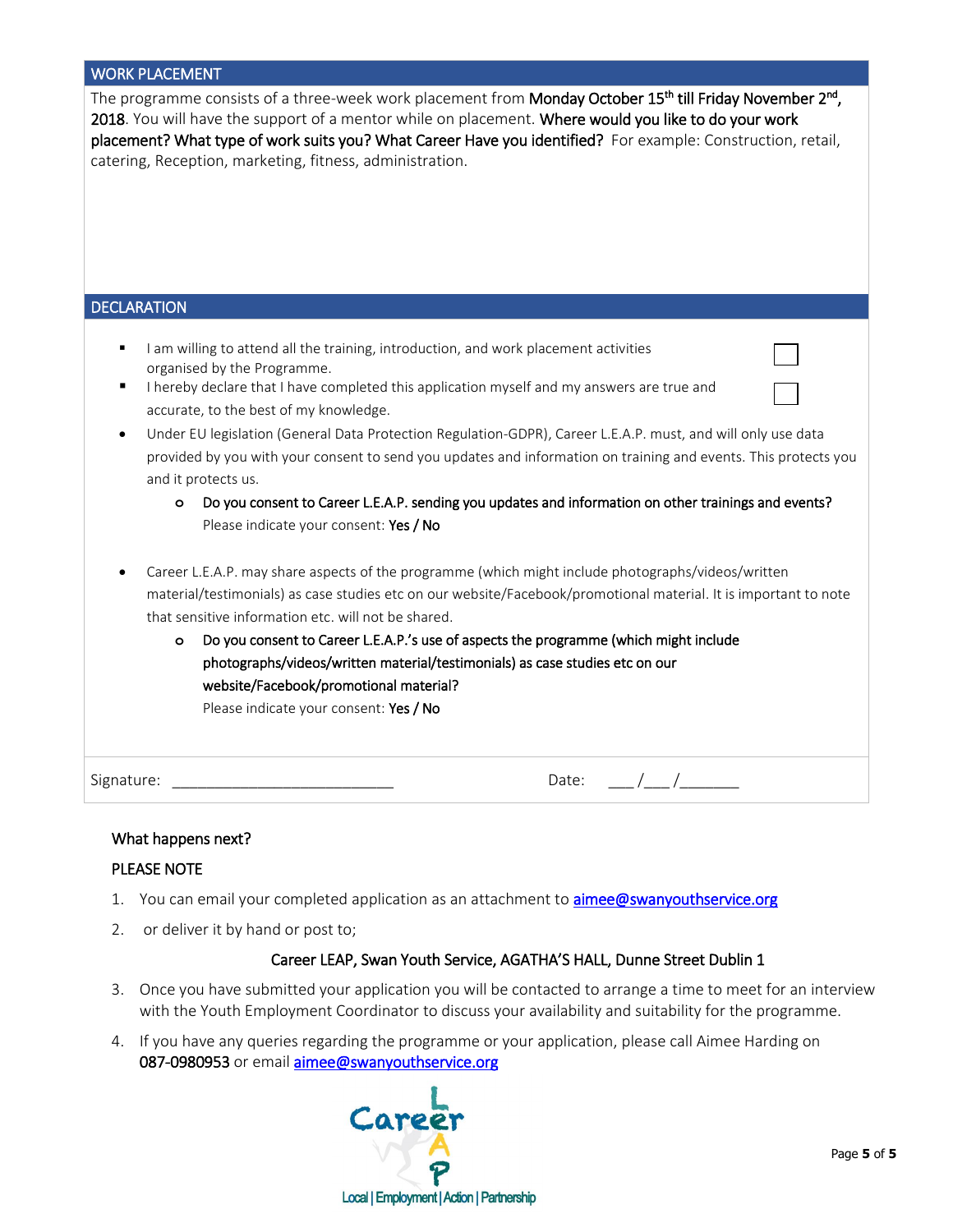## WORK PLACEMENT

The programme consists of a three-week work placement from **Monday October 15th till Friday November 2nd, 2018**. You will have the support of a mentor while on placement. **Where would you like to do your work placement? What type of work suits you? What Career Have you identified?** For example: Construction, retail, catering, Reception, marketing, fitness, administration.

## DECLARATION

- I am willing to attend all the training, introduction, and work placement activities organised by the Programme. ☐
- I hereby declare that I have completed this application myself and my answers are true and accurate, to the best of my knowledge. ☐
- Under EU legislation (General Data Protection Regulation-GDPR), Career L.E.A.P. must, and will only use data provided by you with your consent to send you updates and information on training and events. This protects you and it protects us.
  - **Do you consent to Career L.E.A.P. sending you updates and information on other trainings and events?**
    Please indicate your consent: **Yes / No**
- Career L.E.A.P. may share aspects of the programme (which might include photographs/videos/written material/testimonials) as case studies etc on our website/Facebook/promotional material. It is important to note that sensitive information etc. will not be shared.
  - **Do you consent to Career L.E.A.P.'s use of aspects the programme (which might include photographs/videos/written material/testimonials) as case studies etc on our website/Facebook/promotional material?**
    Please indicate your consent: **Yes / No**

Signature: ___________________________ Date: ___/___/_______

**What happens next?**

**PLEASE NOTE**

1. You can email your completed application as an attachment to aimee@swanyouthservice.org
2. or deliver it by hand or post to;

   **Career LEAP, Swan Youth Service, AGATHA'S HALL, Dunne Street Dublin 1**

3. Once you have submitted your application you will be contacted to arrange a time to meet for an interview with the Youth Employment Coordinator to discuss your availability and suitability for the programme.
4. If you have any queries regarding the programme or your application, please call Aimee Harding on **087-0980953** or email aimee@swanyouthservice.org

Career LEAP

Local | Employment | Action | Partnership